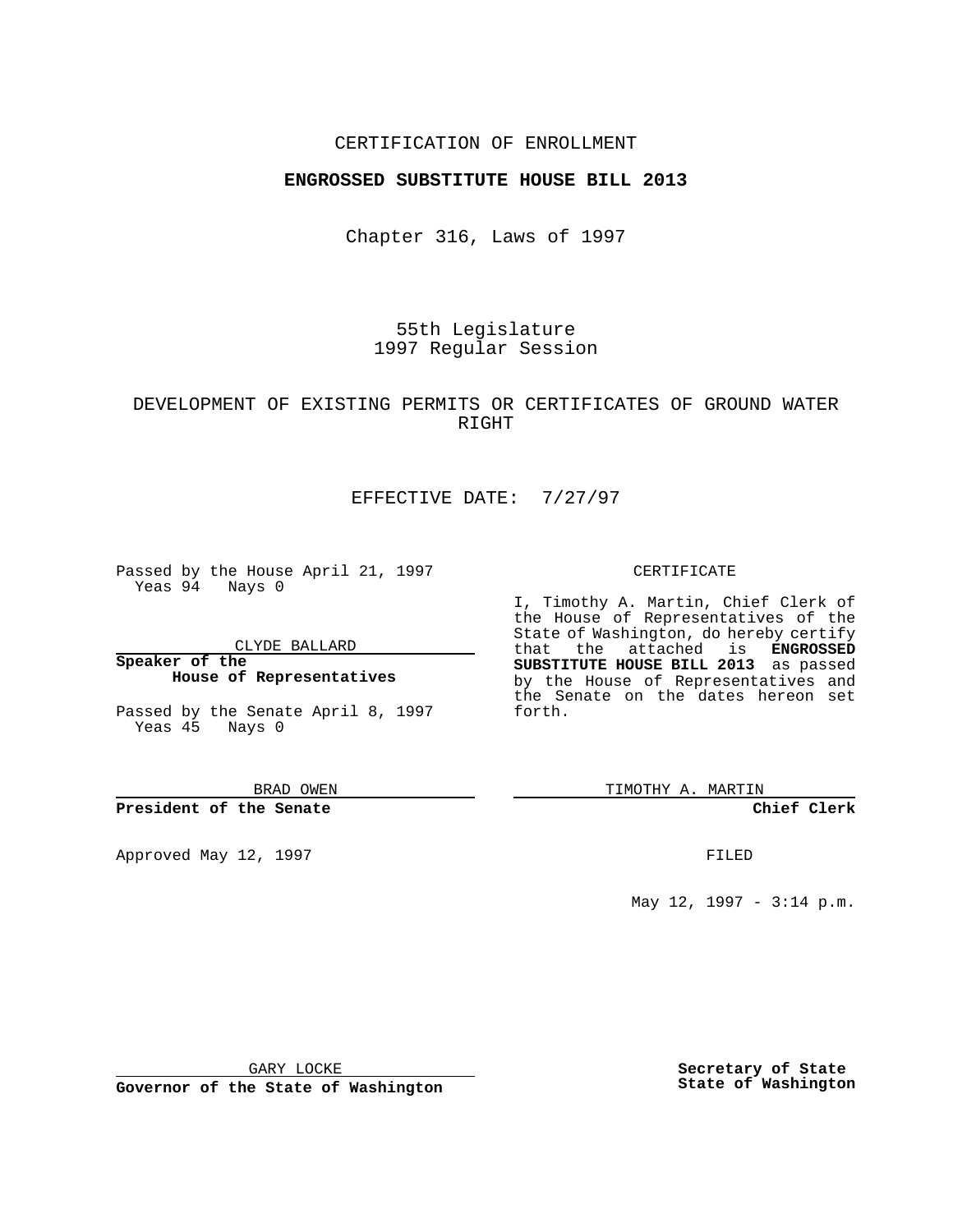CERTIFICATION OF ENROLLMENT

**ENGROSSED SUBSTITUTE HOUSE BILL 2013**

Chapter 316, Laws of 1997

55th Legislature
1997 Regular Session

DEVELOPMENT OF EXISTING PERMITS OR CERTIFICATES OF GROUND WATER RIGHT

EFFECTIVE DATE: 7/27/97

Passed by the House April 21, 1997
Yeas 94 Nays 0

CLYDE BALLARD

**Speaker of the House of Representatives**

Passed by the Senate April 8, 1997
Yeas 45 Nays 0

BRAD OWEN

**President of the Senate**

Approved May 12, 1997

GARY LOCKE

**Governor of the State of Washington**

CERTIFICATE

I, Timothy A. Martin, Chief Clerk of the House of Representatives of the State of Washington, do hereby certify that the attached is **ENGROSSED SUBSTITUTE HOUSE BILL 2013** as passed by the House of Representatives and the Senate on the dates hereon set forth.

TIMOTHY A. MARTIN

**Chief Clerk**

FILED

May 12, 1997 - 3:14 p.m.

**Secretary of State**
**State of Washington**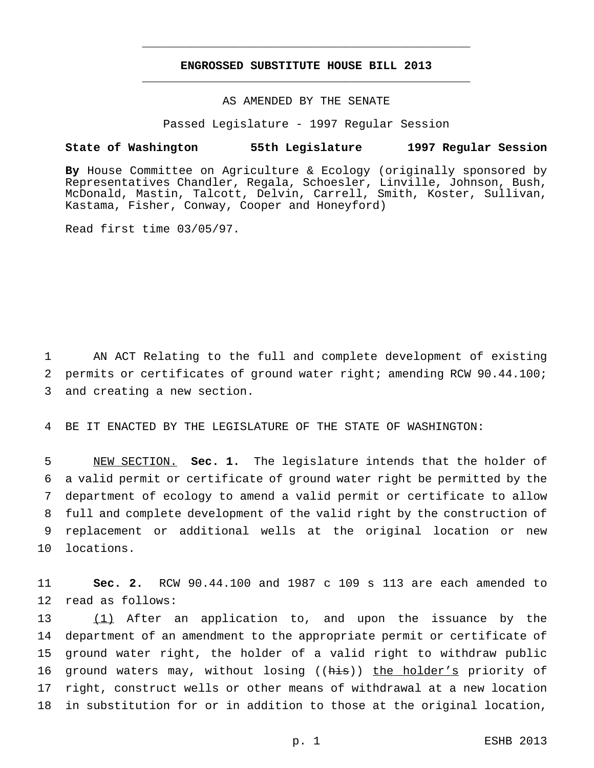**ENGROSSED SUBSTITUTE HOUSE BILL 2013**

AS AMENDED BY THE SENATE

Passed Legislature - 1997 Regular Session

**State of Washington 55th Legislature 1997 Regular Session**

**By** House Committee on Agriculture & Ecology (originally sponsored by Representatives Chandler, Regala, Schoesler, Linville, Johnson, Bush, McDonald, Mastin, Talcott, Delvin, Carrell, Smith, Koster, Sullivan, Kastama, Fisher, Conway, Cooper and Honeyford)

Read first time 03/05/97.

1 AN ACT Relating to the full and complete development of existing
2 permits or certificates of ground water right; amending RCW 90.44.100;
3 and creating a new section.

4 BE IT ENACTED BY THE LEGISLATURE OF THE STATE OF WASHINGTON:

5 NEW SECTION. **Sec. 1.** The legislature intends that the holder of
6 a valid permit or certificate of ground water right be permitted by the
7 department of ecology to amend a valid permit or certificate to allow
8 full and complete development of the valid right by the construction of
9 replacement or additional wells at the original location or new
10 locations.

11 **Sec. 2.** RCW 90.44.100 and 1987 c 109 s 113 are each amended to
12 read as follows:

13 (1) After an application to, and upon the issuance by the
14 department of an amendment to the appropriate permit or certificate of
15 ground water right, the holder of a valid right to withdraw public
16 ground waters may, without losing ((~~his~~)) the holder's priority of
17 right, construct wells or other means of withdrawal at a new location
18 in substitution for or in addition to those at the original location,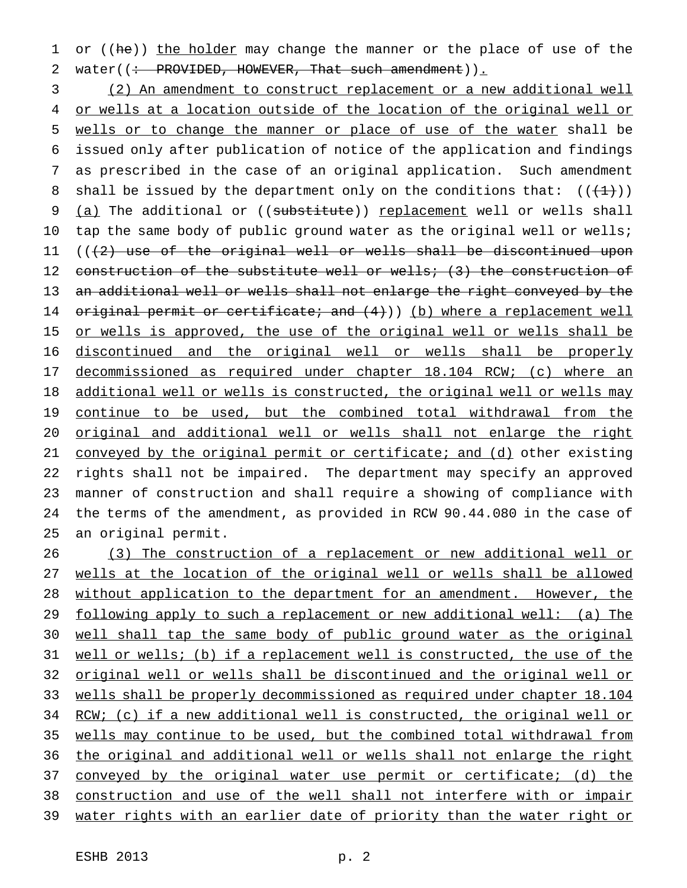or ((he)) the holder may change the manner or the place of use of the water((: PROVIDED, HOWEVER, That such amendment)).

(2) An amendment to construct replacement or a new additional well or wells at a location outside of the location of the original well or wells or to change the manner or place of use of the water shall be issued only after publication of notice of the application and findings as prescribed in the case of an original application. Such amendment shall be issued by the department only on the conditions that: (((1))) (a) The additional or ((substitute)) replacement well or wells shall tap the same body of public ground water as the original well or wells; (((2) use of the original well or wells shall be discontinued upon construction of the substitute well or wells; (3) the construction of an additional well or wells shall not enlarge the right conveyed by the original permit or certificate; and (4))) (b) where a replacement well or wells is approved, the use of the original well or wells shall be discontinued and the original well or wells shall be properly decommissioned as required under chapter 18.104 RCW; (c) where an additional well or wells is constructed, the original well or wells may continue to be used, but the combined total withdrawal from the original and additional well or wells shall not enlarge the right conveyed by the original permit or certificate; and (d) other existing rights shall not be impaired. The department may specify an approved manner of construction and shall require a showing of compliance with the terms of the amendment, as provided in RCW 90.44.080 in the case of an original permit.

(3) The construction of a replacement or new additional well or wells at the location of the original well or wells shall be allowed without application to the department for an amendment. However, the following apply to such a replacement or new additional well: (a) The well shall tap the same body of public ground water as the original well or wells; (b) if a replacement well is constructed, the use of the original well or wells shall be discontinued and the original well or wells shall be properly decommissioned as required under chapter 18.104 RCW; (c) if a new additional well is constructed, the original well or wells may continue to be used, but the combined total withdrawal from the original and additional well or wells shall not enlarge the right conveyed by the original water use permit or certificate; (d) the construction and use of the well shall not interfere with or impair water rights with an earlier date of priority than the water right or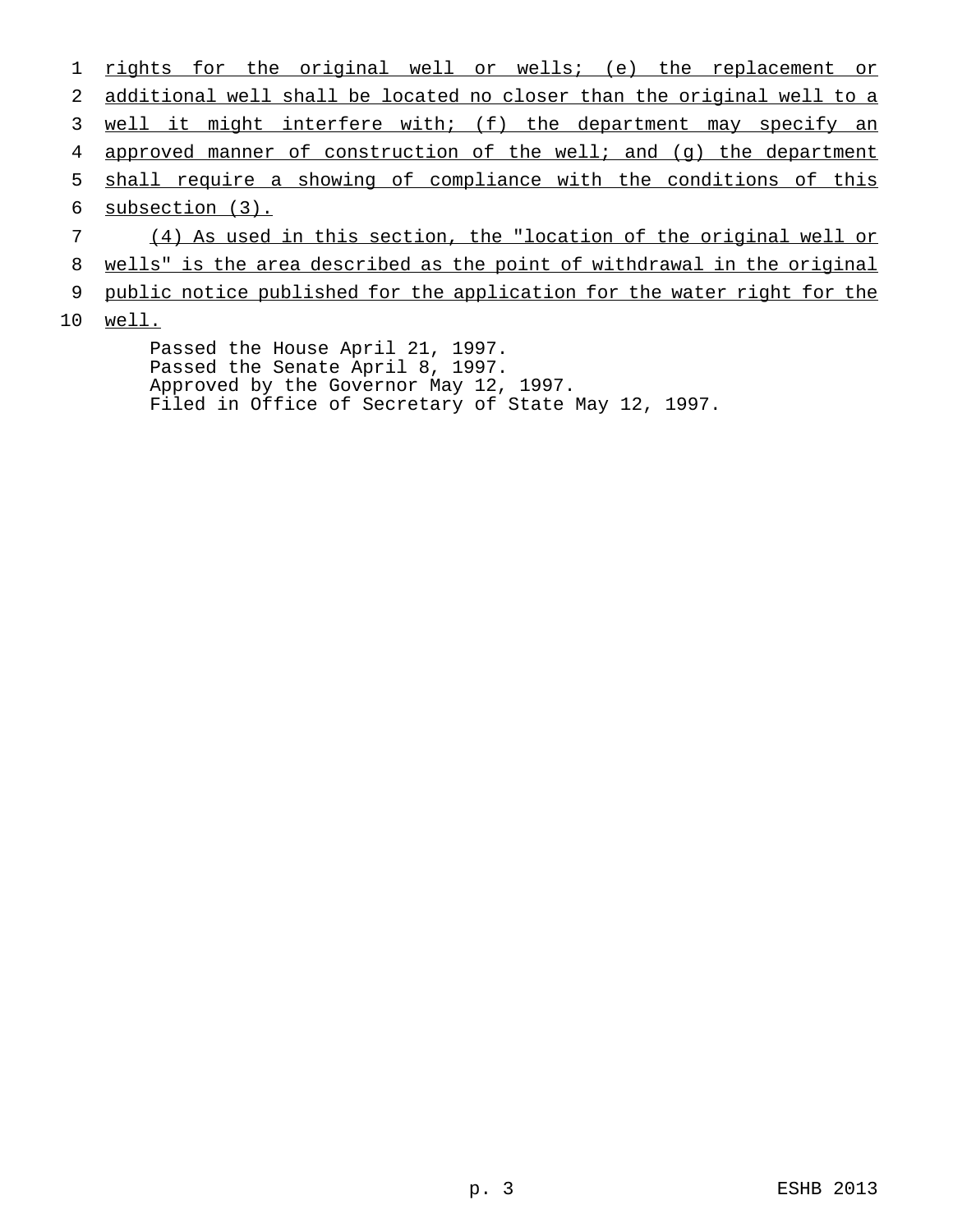rights for the original well or wells; (e) the replacement or additional well shall be located no closer than the original well to a well it might interfere with; (f) the department may specify an approved manner of construction of the well; and (g) the department shall require a showing of compliance with the conditions of this subsection (3).

(4) As used in this section, the "location of the original well or wells" is the area described as the point of withdrawal in the original public notice published for the application for the water right for the well.

Passed the House April 21, 1997.
Passed the Senate April 8, 1997.
Approved by the Governor May 12, 1997.
Filed in Office of Secretary of State May 12, 1997.